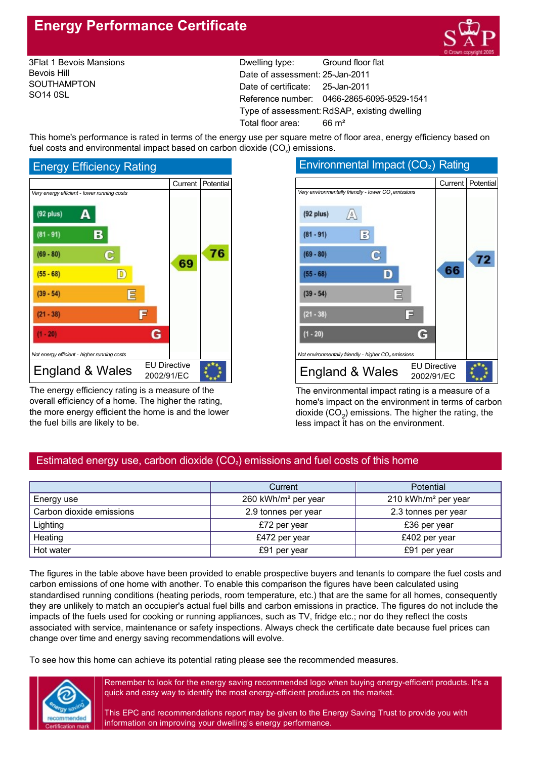# Energy Performance Certificate

3Flat 1 Bevois Mansions
Bevois Hill
SOUTHAMPTON
SO14 0SL

| | |
|---|---|
| Dwelling type: | Ground floor flat |
| Date of assessment: | 25-Jan-2011 |
| Date of certificate: | 25-Jan-2011 |
| Reference number: | 0466-2865-6095-9529-1541 |
| Type of assessment: | RdSAP, existing dwelling |
| Total floor area: | 66 m² |

This home's performance is rated in terms of the energy use per square metre of floor area, energy efficiency based on fuel costs and environmental impact based on carbon dioxide ($CO_2$) emissions.

## Energy Efficiency Rating

*Very energy efficient - lower running costs*

| Band | Current | Potential |
|---|---|---|
| (92 plus) A | | |
| (81 - 91) B | | |
| (69 - 80) C | 69 | 76 |
| (55 - 68) D | | |
| (39 - 54) E | | |
| (21 - 38) F | | |
| (1 - 20) G | | |

*Not energy efficient - higher running costs*

England & Wales — EU Directive 2002/91/EC

The energy efficiency rating is a measure of the overall efficiency of a home. The higher the rating, the more energy efficient the home is and the lower the fuel bills are likely to be.

## Environmental Impact ($CO_2$) Rating

*Very environmentally friendly - lower $CO_2$ emissions*

| Band | Current | Potential |
|---|---|---|
| (92 plus) A | | |
| (81 - 91) B | | |
| (69 - 80) C | | 72 |
| (55 - 68) D | 66 | |
| (39 - 54) E | | |
| (21 - 38) F | | |
| (1 - 20) G | | |

*Not environmentally friendly - higher $CO_2$ emissions*

England & Wales — EU Directive 2002/91/EC

The environmental impact rating is a measure of a home's impact on the environment in terms of carbon dioxide ($CO_2$) emissions. The higher the rating, the less impact it has on the environment.

## Estimated energy use, carbon dioxide ($CO_2$) emissions and fuel costs of this home

| | Current | Potential |
|---|---|---|
| Energy use | 260 kWh/m² per year | 210 kWh/m² per year |
| Carbon dioxide emissions | 2.9 tonnes per year | 2.3 tonnes per year |
| Lighting | £72 per year | £36 per year |
| Heating | £472 per year | £402 per year |
| Hot water | £91 per year | £91 per year |

The figures in the table above have been provided to enable prospective buyers and tenants to compare the fuel costs and carbon emissions of one home with another. To enable this comparison the figures have been calculated using standardised running conditions (heating periods, room temperature, etc.) that are the same for all homes, consequently they are unlikely to match an occupier's actual fuel bills and carbon emissions in practice. The figures do not include the impacts of the fuels used for cooking or running appliances, such as TV, fridge etc.; nor do they reflect the costs associated with service, maintenance or safety inspections. Always check the certificate date because fuel prices can change over time and energy saving recommendations will evolve.

To see how this home can achieve its potential rating please see the recommended measures.

Remember to look for the energy saving recommended logo when buying energy-efficient products. It's a quick and easy way to identify the most energy-efficient products on the market.

This EPC and recommendations report may be given to the Energy Saving Trust to provide you with information on improving your dwelling's energy performance.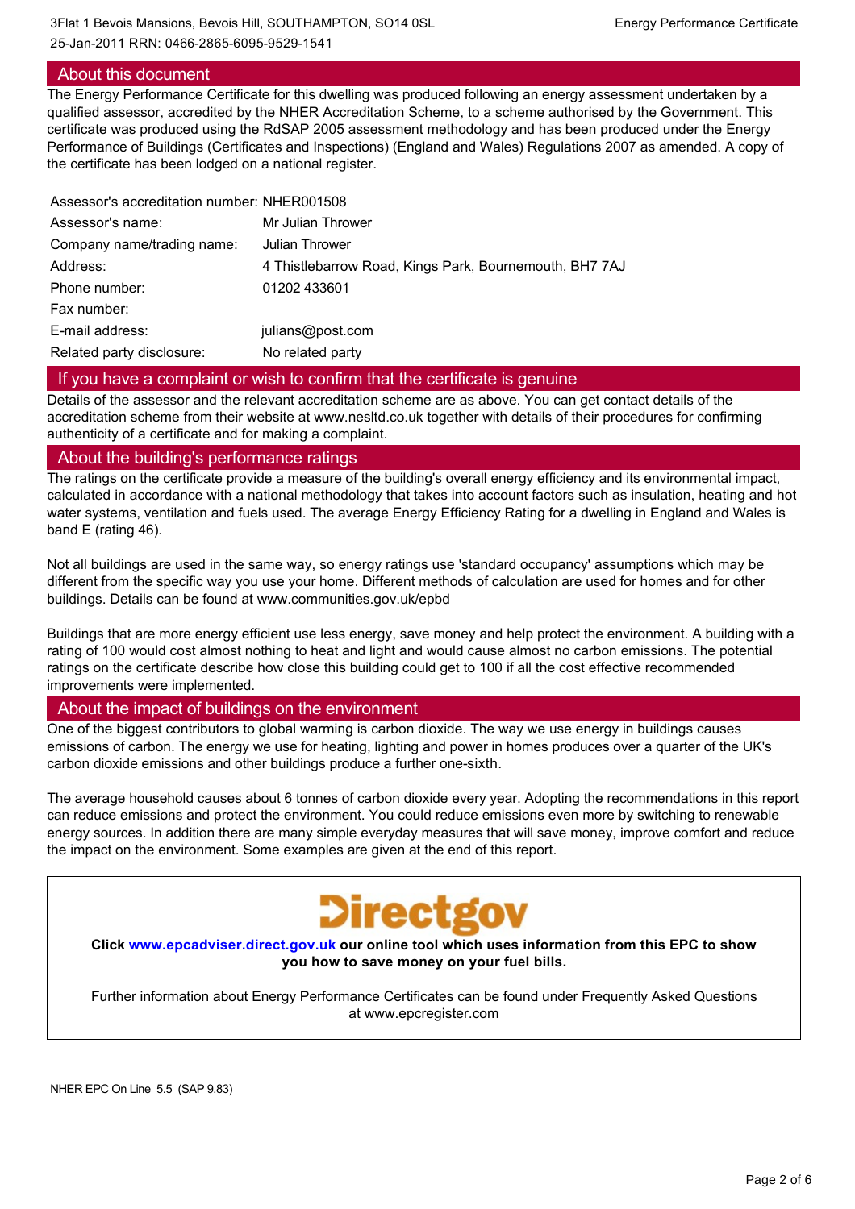## About this document

The Energy Performance Certificate for this dwelling was produced following an energy assessment undertaken by a qualified assessor, accredited by the NHER Accreditation Scheme, to a scheme authorised by the Government. This certificate was produced using the RdSAP 2005 assessment methodology and has been produced under the Energy Performance of Buildings (Certificates and Inspections) (England and Wales) Regulations 2007 as amended. A copy of the certificate has been lodged on a national register.

| | |
|---|---|
| Assessor's accreditation number: | NHER001508 |
| Assessor's name: | Mr Julian Thrower |
| Company name/trading name: | Julian Thrower |
| Address: | 4 Thistlebarrow Road, Kings Park, Bournemouth, BH7 7AJ |
| Phone number: | 01202 433601 |
| Fax number: | |
| E-mail address: | julians@post.com |
| Related party disclosure: | No related party |

## If you have a complaint or wish to confirm that the certificate is genuine

Details of the assessor and the relevant accreditation scheme are as above. You can get contact details of the accreditation scheme from their website at www.nesltd.co.uk together with details of their procedures for confirming authenticity of a certificate and for making a complaint.

## About the building's performance ratings

The ratings on the certificate provide a measure of the building's overall energy efficiency and its environmental impact, calculated in accordance with a national methodology that takes into account factors such as insulation, heating and hot water systems, ventilation and fuels used. The average Energy Efficiency Rating for a dwelling in England and Wales is band E (rating 46).

Not all buildings are used in the same way, so energy ratings use 'standard occupancy' assumptions which may be different from the specific way you use your home. Different methods of calculation are used for homes and for other buildings. Details can be found at www.communities.gov.uk/epbd

Buildings that are more energy efficient use less energy, save money and help protect the environment. A building with a rating of 100 would cost almost nothing to heat and light and would cause almost no carbon emissions. The potential ratings on the certificate describe how close this building could get to 100 if all the cost effective recommended improvements were implemented.

## About the impact of buildings on the environment

One of the biggest contributors to global warming is carbon dioxide. The way we use energy in buildings causes emissions of carbon. The energy we use for heating, lighting and power in homes produces over a quarter of the UK's carbon dioxide emissions and other buildings produce a further one-sixth.

The average household causes about 6 tonnes of carbon dioxide every year. Adopting the recommendations in this report can reduce emissions and protect the environment. You could reduce emissions even more by switching to renewable energy sources. In addition there are many simple everyday measures that will save money, improve comfort and reduce the impact on the environment. Some examples are given at the end of this report.

Directgov

**Click www.epcadviser.direct.gov.uk our online tool which uses information from this EPC to show you how to save money on your fuel bills.**

Further information about Energy Performance Certificates can be found under Frequently Asked Questions at www.epcregister.com

NHER EPC On Line 5.5 (SAP 9.83)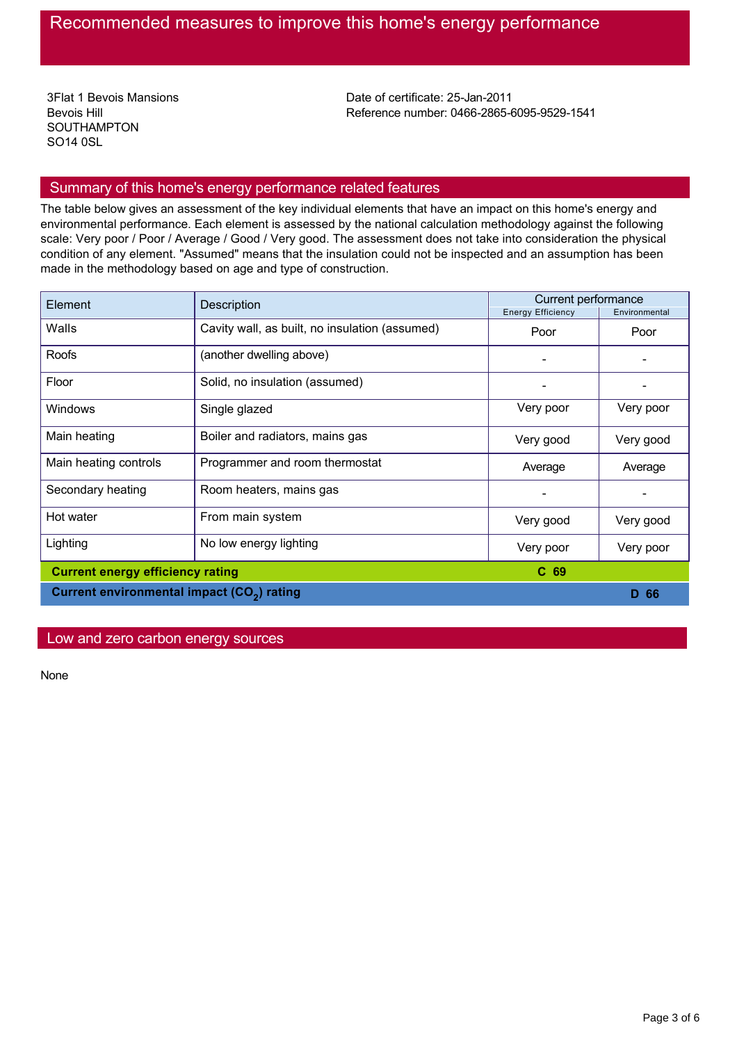# Recommended measures to improve this home's energy performance

3Flat 1 Bevois Mansions
Bevois Hill
SOUTHAMPTON
SO14 0SL

Date of certificate: 25-Jan-2011
Reference number: 0466-2865-6095-9529-1541

## Summary of this home's energy performance related features

The table below gives an assessment of the key individual elements that have an impact on this home's energy and environmental performance. Each element is assessed by the national calculation methodology against the following scale: Very poor / Poor / Average / Good / Very good. The assessment does not take into consideration the physical condition of any element. "Assumed" means that the insulation could not be inspected and an assumption has been made in the methodology based on age and type of construction.

| Element | Description | Current performance | |
|---|---|---|---|
| | | Energy Efficiency | Environmental |
| Walls | Cavity wall, as built, no insulation (assumed) | Poor | Poor |
| Roofs | (another dwelling above) | - | - |
| Floor | Solid, no insulation (assumed) | - | - |
| Windows | Single glazed | Very poor | Very poor |
| Main heating | Boiler and radiators, mains gas | Very good | Very good |
| Main heating controls | Programmer and room thermostat | Average | Average |
| Secondary heating | Room heaters, mains gas | - | - |
| Hot water | From main system | Very good | Very good |
| Lighting | No low energy lighting | Very poor | Very poor |
| **Current energy efficiency rating** | | **C 69** | |
| **Current environmental impact ($CO_2$) rating** | | | **D 66** |

## Low and zero carbon energy sources

None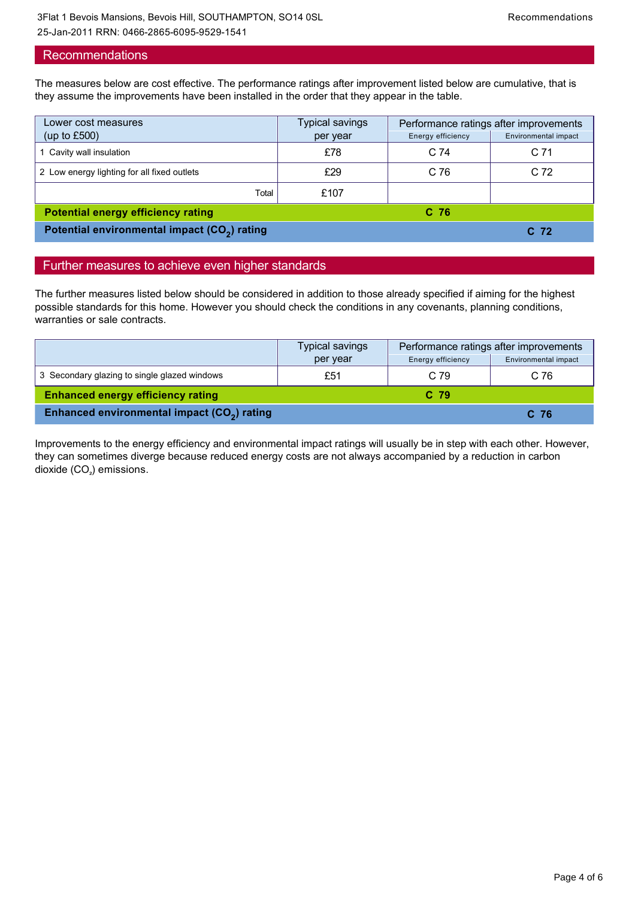## Recommendations

The measures below are cost effective. The performance ratings after improvement listed below are cumulative, that is they assume the improvements have been installed in the order that they appear in the table.

| Lower cost measures (up to £500) | Typical savings per year | Performance ratings after improvements | |
|---|---|---|---|
| | | Energy efficiency | Environmental impact |
| 1 Cavity wall insulation | £78 | C 74 | C 71 |
| 2 Low energy lighting for all fixed outlets | £29 | C 76 | C 72 |
| Total | £107 | | |
| **Potential energy efficiency rating** | | **C 76** | |
| **Potential environmental impact ($CO_2$) rating** | | | **C 72** |

## Further measures to achieve even higher standards

The further measures listed below should be considered in addition to those already specified if aiming for the highest possible standards for this home. However you should check the conditions in any covenants, planning conditions, warranties or sale contracts.

| | Typical savings per year | Performance ratings after improvements | |
|---|---|---|---|
| | | Energy efficiency | Environmental impact |
| 3 Secondary glazing to single glazed windows | £51 | C 79 | C 76 |
| **Enhanced energy efficiency rating** | | **C 79** | |
| **Enhanced environmental impact ($CO_2$) rating** | | | **C 76** |

Improvements to the energy efficiency and environmental impact ratings will usually be in step with each other. However, they can sometimes diverge because reduced energy costs are not always accompanied by a reduction in carbon dioxide ($CO_2$) emissions.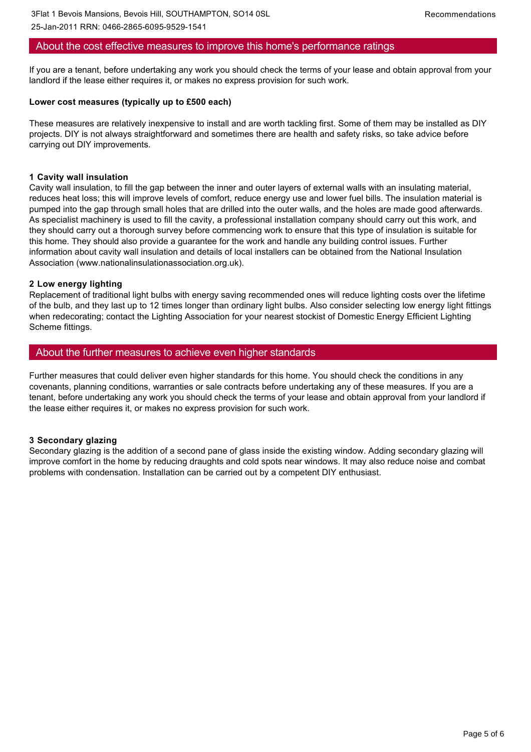## About the cost effective measures to improve this home's performance ratings

If you are a tenant, before undertaking any work you should check the terms of your lease and obtain approval from your landlord if the lease either requires it, or makes no express provision for such work.

**Lower cost measures (typically up to £500 each)**

These measures are relatively inexpensive to install and are worth tackling first. Some of them may be installed as DIY projects. DIY is not always straightforward and sometimes there are health and safety risks, so take advice before carrying out DIY improvements.

**1 Cavity wall insulation**

Cavity wall insulation, to fill the gap between the inner and outer layers of external walls with an insulating material, reduces heat loss; this will improve levels of comfort, reduce energy use and lower fuel bills. The insulation material is pumped into the gap through small holes that are drilled into the outer walls, and the holes are made good afterwards. As specialist machinery is used to fill the cavity, a professional installation company should carry out this work, and they should carry out a thorough survey before commencing work to ensure that this type of insulation is suitable for this home. They should also provide a guarantee for the work and handle any building control issues. Further information about cavity wall insulation and details of local installers can be obtained from the National Insulation Association (www.nationalinsulationassociation.org.uk).

**2 Low energy lighting**

Replacement of traditional light bulbs with energy saving recommended ones will reduce lighting costs over the lifetime of the bulb, and they last up to 12 times longer than ordinary light bulbs. Also consider selecting low energy light fittings when redecorating; contact the Lighting Association for your nearest stockist of Domestic Energy Efficient Lighting Scheme fittings.

## About the further measures to achieve even higher standards

Further measures that could deliver even higher standards for this home. You should check the conditions in any covenants, planning conditions, warranties or sale contracts before undertaking any of these measures. If you are a tenant, before undertaking any work you should check the terms of your lease and obtain approval from your landlord if the lease either requires it, or makes no express provision for such work.

**3 Secondary glazing**

Secondary glazing is the addition of a second pane of glass inside the existing window. Adding secondary glazing will improve comfort in the home by reducing draughts and cold spots near windows. It may also reduce noise and combat problems with condensation. Installation can be carried out by a competent DIY enthusiast.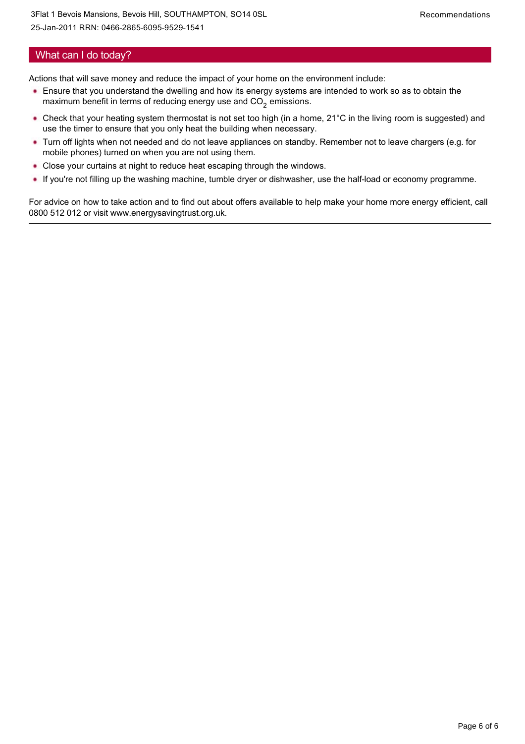## What can I do today?

Actions that will save money and reduce the impact of your home on the environment include:

- Ensure that you understand the dwelling and how its energy systems are intended to work so as to obtain the maximum benefit in terms of reducing energy use and $CO_2$ emissions.
- Check that your heating system thermostat is not set too high (in a home, 21°C in the living room is suggested) and use the timer to ensure that you only heat the building when necessary.
- Turn off lights when not needed and do not leave appliances on standby. Remember not to leave chargers (e.g. for mobile phones) turned on when you are not using them.
- Close your curtains at night to reduce heat escaping through the windows.
- If you're not filling up the washing machine, tumble dryer or dishwasher, use the half-load or economy programme.

For advice on how to take action and to find out about offers available to help make your home more energy efficient, call 0800 512 012 or visit www.energysavingtrust.org.uk.